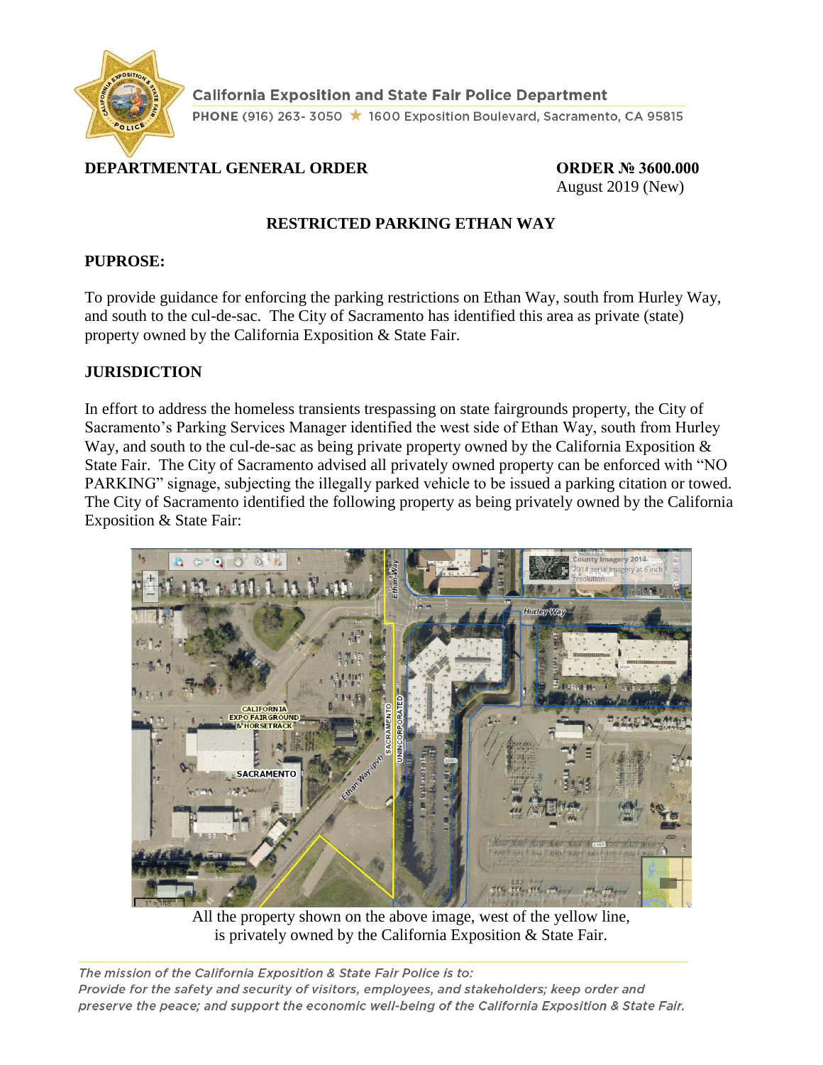**California Exposition and State Fair Police Department**
PHONE (916) 263- 3050 ★ 1600 Exposition Boulevard, Sacramento, CA 95815

**DEPARTMENTAL GENERAL ORDER**

**ORDER № 3600.000**
August 2019 (New)

## RESTRICTED PARKING ETHAN WAY

### PUPROSE:

To provide guidance for enforcing the parking restrictions on Ethan Way, south from Hurley Way, and south to the cul-de-sac. The City of Sacramento has identified this area as private (state) property owned by the California Exposition & State Fair.

### JURISDICTION

In effort to address the homeless transients trespassing on state fairgrounds property, the City of Sacramento's Parking Services Manager identified the west side of Ethan Way, south from Hurley Way, and south to the cul-de-sac as being private property owned by the California Exposition & State Fair. The City of Sacramento advised all privately owned property can be enforced with "NO PARKING" signage, subjecting the illegally parked vehicle to be issued a parking citation or towed. The City of Sacramento identified the following property as being privately owned by the California Exposition & State Fair:

All the property shown on the above image, west of the yellow line, is privately owned by the California Exposition & State Fair.

*The mission of the California Exposition & State Fair Police is to: Provide for the safety and security of visitors, employees, and stakeholders; keep order and preserve the peace; and support the economic well-being of the California Exposition & State Fair.*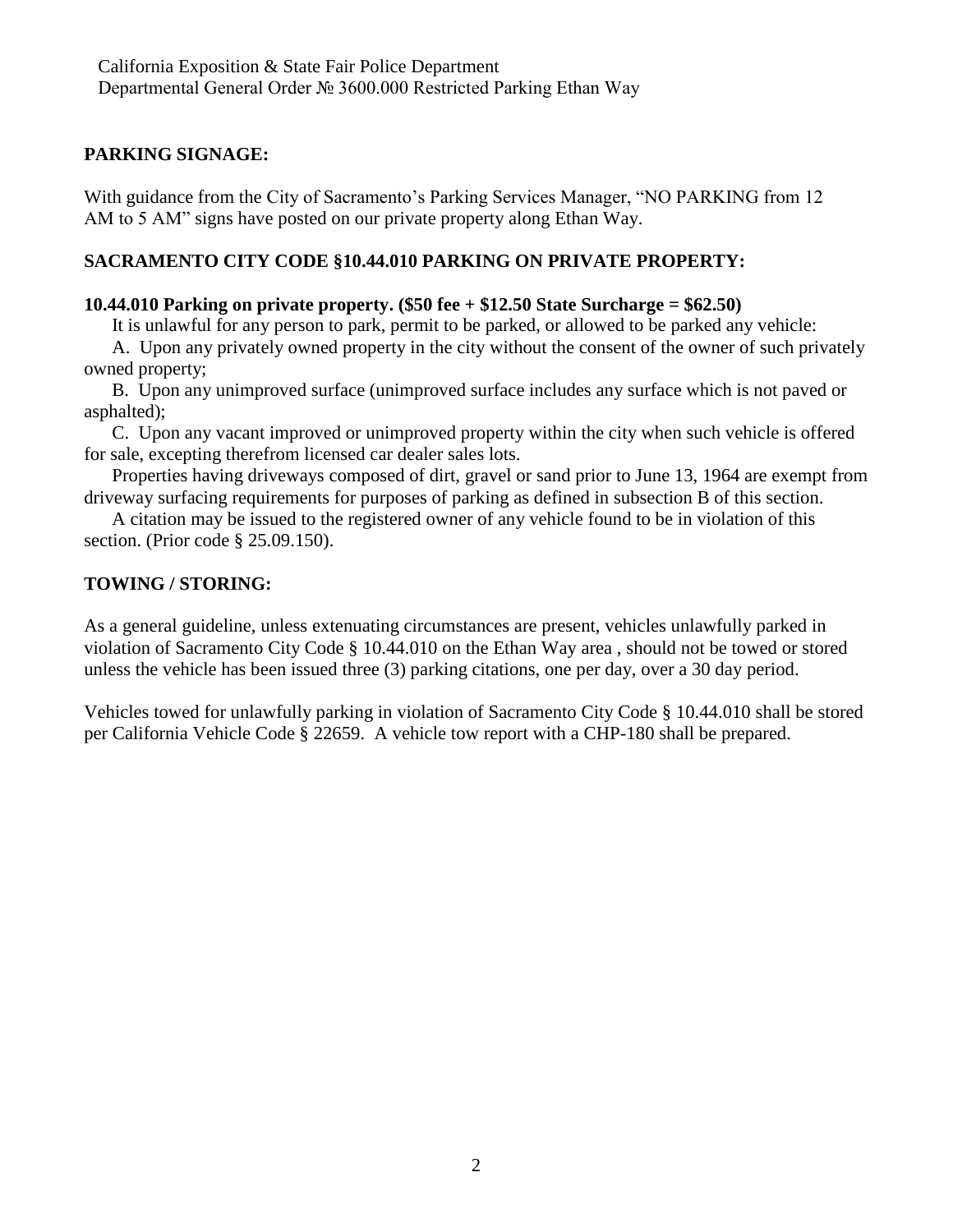## PARKING SIGNAGE:

With guidance from the City of Sacramento's Parking Services Manager, "NO PARKING from 12 AM to 5 AM" signs have posted on our private property along Ethan Way.

## SACRAMENTO CITY CODE §10.44.010 PARKING ON PRIVATE PROPERTY:

**10.44.010 Parking on private property. ($50 fee + $12.50 State Surcharge = $62.50)**

It is unlawful for any person to park, permit to be parked, or allowed to be parked any vehicle:

A. Upon any privately owned property in the city without the consent of the owner of such privately owned property;

B. Upon any unimproved surface (unimproved surface includes any surface which is not paved or asphalted);

C. Upon any vacant improved or unimproved property within the city when such vehicle is offered for sale, excepting therefrom licensed car dealer sales lots.

Properties having driveways composed of dirt, gravel or sand prior to June 13, 1964 are exempt from driveway surfacing requirements for purposes of parking as defined in subsection B of this section.

A citation may be issued to the registered owner of any vehicle found to be in violation of this section. (Prior code § 25.09.150).

## TOWING / STORING:

As a general guideline, unless extenuating circumstances are present, vehicles unlawfully parked in violation of Sacramento City Code § 10.44.010 on the Ethan Way area , should not be towed or stored unless the vehicle has been issued three (3) parking citations, one per day, over a 30 day period.

Vehicles towed for unlawfully parking in violation of Sacramento City Code § 10.44.010 shall be stored per California Vehicle Code § 22659. A vehicle tow report with a CHP-180 shall be prepared.